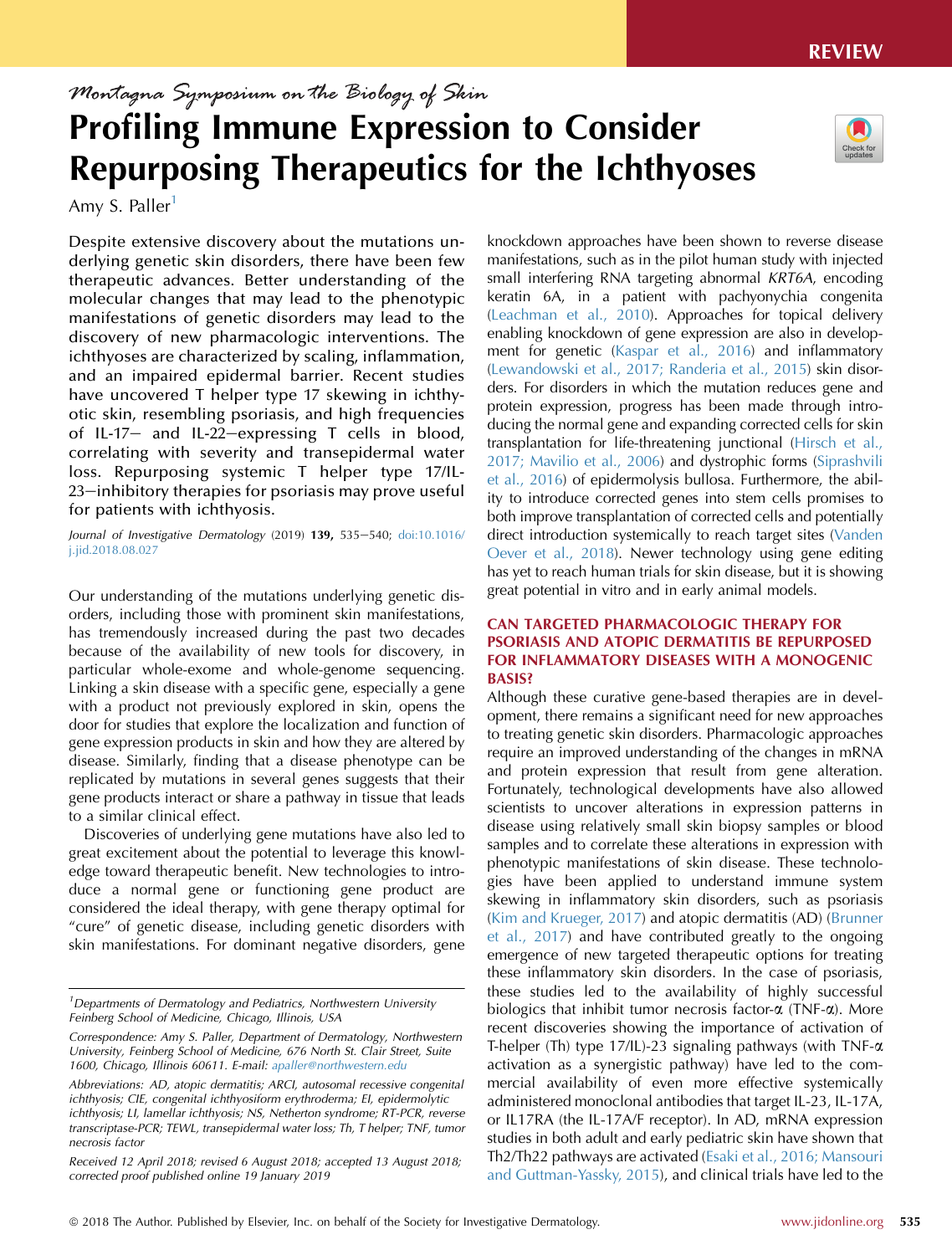REVIEW

*Montagna Symposium on the Biology of Skin*

# Profiling Immune Expression to Consider Repurposing Therapeutics for the Ichthyoses

Amy S. Paller[1]

Despite extensive discovery about the mutations underlying genetic skin disorders, there have been few therapeutic advances. Better understanding of the molecular changes that may lead to the phenotypic manifestations of genetic disorders may lead to the discovery of new pharmacologic interventions. The ichthyoses are characterized by scaling, inflammation, and an impaired epidermal barrier. Recent studies have uncovered T helper type 17 skewing in ichthyotic skin, resembling psoriasis, and high frequencies of IL-17– and IL-22–expressing T cells in blood, correlating with severity and transepidermal water loss. Repurposing systemic T helper type 17/IL-23–inhibitory therapies for psoriasis may prove useful for patients with ichthyosis.

*Journal of Investigative Dermatology* (2019) **139**, 535–540; doi:10.1016/j.jid.2018.08.027

Our understanding of the mutations underlying genetic disorders, including those with prominent skin manifestations, has tremendously increased during the past two decades because of the availability of new tools for discovery, in particular whole-exome and whole-genome sequencing. Linking a skin disease with a specific gene, especially a gene with a product not previously explored in skin, opens the door for studies that explore the localization and function of gene expression products in skin and how they are altered by disease. Similarly, finding that a disease phenotype can be replicated by mutations in several genes suggests that their gene products interact or share a pathway in tissue that leads to a similar clinical effect.

Discoveries of underlying gene mutations have also led to great excitement about the potential to leverage this knowledge toward therapeutic benefit. New technologies to introduce a normal gene or functioning gene product are considered the ideal therapy, with gene therapy optimal for "cure" of genetic disease, including genetic disorders with skin manifestations. For dominant negative disorders, gene knockdown approaches have been shown to reverse disease manifestations, such as in the pilot human study with injected small interfering RNA targeting abnormal *KRT6A*, encoding keratin 6A, in a patient with pachyonychia congenita (Leachman et al., 2010). Approaches for topical delivery enabling knockdown of gene expression are also in development for genetic (Kaspar et al., 2016) and inflammatory (Lewandowski et al., 2017; Randeria et al., 2015) skin disorders. For disorders in which the mutation reduces gene and protein expression, progress has been made through introducing the normal gene and expanding corrected cells for skin transplantation for life-threatening junctional (Hirsch et al., 2017; Mavilio et al., 2006) and dystrophic forms (Siprashvili et al., 2016) of epidermolysis bullosa. Furthermore, the ability to introduce corrected genes into stem cells promises to both improve transplantation of corrected cells and potentially direct introduction systemically to reach target sites (Vanden Oever et al., 2018). Newer technology using gene editing has yet to reach human trials for skin disease, but it is showing great potential in vitro and in early animal models.

## CAN TARGETED PHARMACOLOGIC THERAPY FOR PSORIASIS AND ATOPIC DERMATITIS BE REPURPOSED FOR INFLAMMATORY DISEASES WITH A MONOGENIC BASIS?

Although these curative gene-based therapies are in development, there remains a significant need for new approaches to treating genetic skin disorders. Pharmacologic approaches require an improved understanding of the changes in mRNA and protein expression that result from gene alteration. Fortunately, technological developments have also allowed scientists to uncover alterations in expression patterns in disease using relatively small skin biopsy samples or blood samples and to correlate these alterations in expression with phenotypic manifestations of skin disease. These technologies have been applied to understand immune system skewing in inflammatory skin disorders, such as psoriasis (Kim and Krueger, 2017) and atopic dermatitis (AD) (Brunner et al., 2017) and have contributed greatly to the ongoing emergence of new targeted therapeutic options for treating these inflammatory skin disorders. In the case of psoriasis, these studies led to the availability of highly successful biologics that inhibit tumor necrosis factor-α (TNF-α). More recent discoveries showing the importance of activation of T-helper (Th) type 17/IL)-23 signaling pathways (with TNF-α activation as a synergistic pathway) have led to the commercial availability of even more effective systemically administered monoclonal antibodies that target IL-23, IL-17A, or IL17RA (the IL-17A/F receptor). In AD, mRNA expression studies in both adult and early pediatric skin have shown that Th2/Th22 pathways are activated (Esaki et al., 2016; Mansouri and Guttman-Yassky, 2015), and clinical trials have led to the

[1]Departments of Dermatology and Pediatrics, Northwestern University Feinberg School of Medicine, Chicago, Illinois, USA

Correspondence: Amy S. Paller, Department of Dermatology, Northwestern University, Feinberg School of Medicine, 676 North St. Clair Street, Suite 1600, Chicago, Illinois 60611. E-mail: apaller@northwestern.edu

Abbreviations: AD, atopic dermatitis; ARCI, autosomal recessive congenital ichthyosis; CIE, congenital ichthyosiform erythroderma; EI, epidermolytic ichthyosis; LI, lamellar ichthyosis; NS, Netherton syndrome; RT-PCR, reverse transcriptase-PCR; TEWL, transepidermal water loss; Th, T helper; TNF, tumor necrosis factor

Received 12 April 2018; revised 6 August 2018; accepted 13 August 2018; corrected proof published online 19 January 2019

© 2018 The Author. Published by Elsevier, Inc. on behalf of the Society for Investigative Dermatology.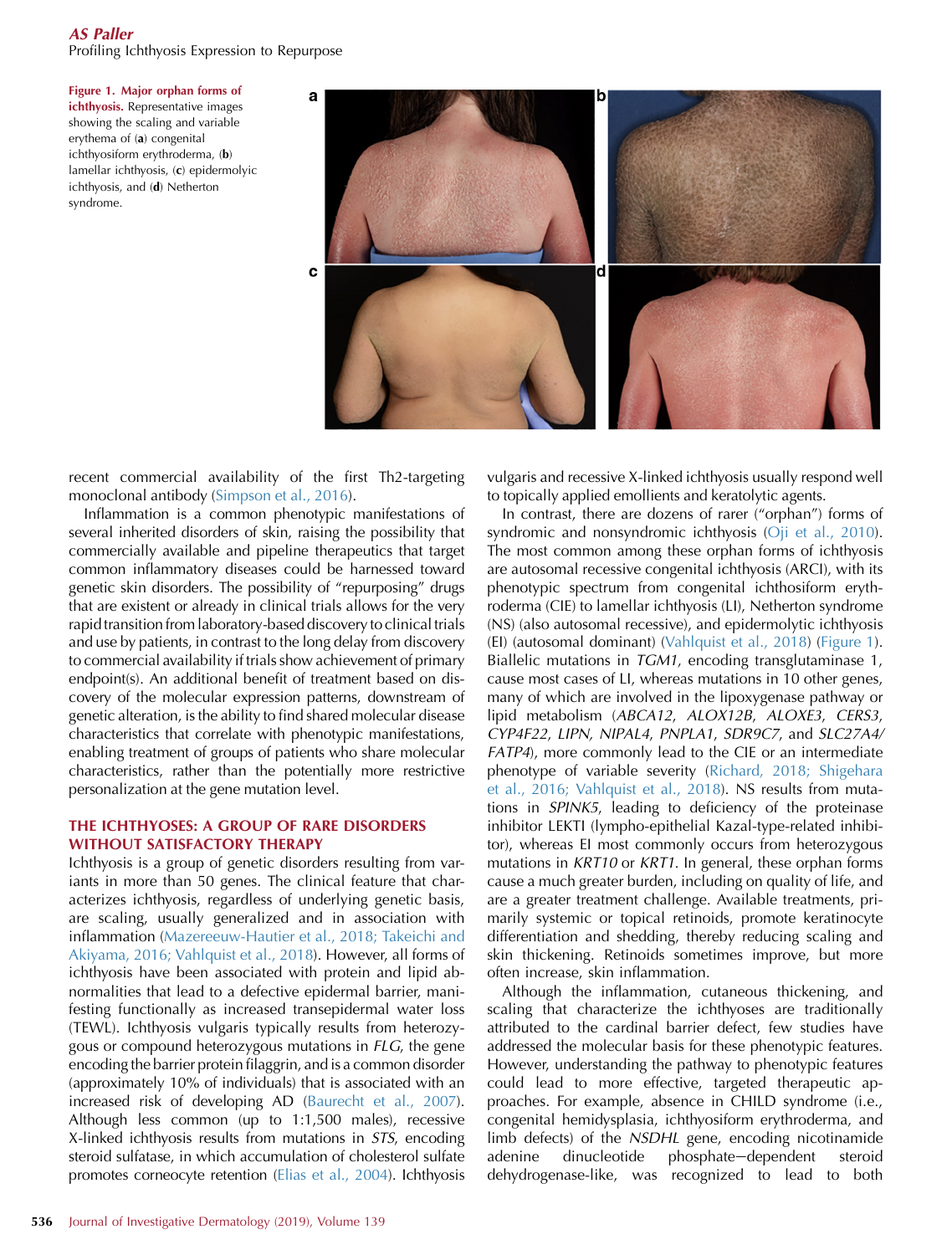**Figure 1. Major orphan forms of ichthyosis.** Representative images showing the scaling and variable erythema of (**a**) congenital ichthyosiform erythroderma, (**b**) lamellar ichthyosis, (**c**) epidermolytic ichthyosis, and (**d**) Netherton syndrome.

recent commercial availability of the first Th2-targeting monoclonal antibody (Simpson et al., 2016).

Inflammation is a common phenotypic manifestations of several inherited disorders of skin, raising the possibility that commercially available and pipeline therapeutics that target common inflammatory diseases could be harnessed toward genetic skin disorders. The possibility of "repurposing" drugs that are existent or already in clinical trials allows for the very rapid transition from laboratory-based discovery to clinical trials and use by patients, in contrast to the long delay from discovery to commercial availability if trials show achievement of primary endpoint(s). An additional benefit of treatment based on discovery of the molecular expression patterns, downstream of genetic alteration, is the ability to find shared molecular disease characteristics that correlate with phenotypic manifestations, enabling treatment of groups of patients who share molecular characteristics, rather than the potentially more restrictive personalization at the gene mutation level.

## THE ICHTHYOSES: A GROUP OF RARE DISORDERS WITHOUT SATISFACTORY THERAPY

Ichthyosis is a group of genetic disorders resulting from variants in more than 50 genes. The clinical feature that characterizes ichthyosis, regardless of underlying genetic basis, are scaling, usually generalized and in association with inflammation (Mazereeuw-Hautier et al., 2018; Takeichi and Akiyama, 2016; Vahlquist et al., 2018). However, all forms of ichthyosis have been associated with protein and lipid abnormalities that lead to a defective epidermal barrier, manifesting functionally as increased transepidermal water loss (TEWL). Ichthyosis vulgaris typically results from heterozygous or compound heterozygous mutations in *FLG*, the gene encoding the barrier protein filaggrin, and is a common disorder (approximately 10% of individuals) that is associated with an increased risk of developing AD (Baurecht et al., 2007). Although less common (up to 1:1,500 males), recessive X-linked ichthyosis results from mutations in *STS*, encoding steroid sulfatase, in which accumulation of cholesterol sulfate promotes corneocyte retention (Elias et al., 2004). Ichthyosis vulgaris and recessive X-linked ichthyosis usually respond well to topically applied emollients and keratolytic agents.

In contrast, there are dozens of rarer ("orphan") forms of syndromic and nonsyndromic ichthyosis (Oji et al., 2010). The most common among these orphan forms of ichthyosis are autosomal recessive congenital ichthyosis (ARCI), with its phenotypic spectrum from congenital ichthosiform erythroderma (CIE) to lamellar ichthyosis (LI), Netherton syndrome (NS) (also autosomal recessive), and epidermolytic ichthyosis (EI) (autosomal dominant) (Vahlquist et al., 2018) (Figure 1). Biallelic mutations in *TGM1*, encoding transglutaminase 1, cause most cases of LI, whereas mutations in 10 other genes, many of which are involved in the lipoxygenase pathway or lipid metabolism (*ABCA12*, *ALOX12B*, *ALOXE3*, *CERS3*, *CYP4F22*, *LIPN*, *NIPAL4*, *PNPLA1*, *SDR9C7*, and *SLC27A4/FATP4*), more commonly lead to the CIE or an intermediate phenotype of variable severity (Richard, 2018; Shigehara et al., 2016; Vahlquist et al., 2018). NS results from mutations in *SPINK5*, leading to deficiency of the proteinase inhibitor LEKTI (lympho-epithelial Kazal-type-related inhibitor), whereas EI most commonly occurs from heterozygous mutations in *KRT10* or *KRT1*. In general, these orphan forms cause a much greater burden, including on quality of life, and are a greater treatment challenge. Available treatments, primarily systemic or topical retinoids, promote keratinocyte differentiation and shedding, thereby reducing scaling and skin thickening. Retinoids sometimes improve, but more often increase, skin inflammation.

Although the inflammation, cutaneous thickening, and scaling that characterize the ichthyoses are traditionally attributed to the cardinal barrier defect, few studies have addressed the molecular basis for these phenotypic features. However, understanding the pathway to phenotypic features could lead to more effective, targeted therapeutic approaches. For example, absence in CHILD syndrome (i.e., congenital hemidysplasia, ichthyosiform erythroderma, and limb defects) of the *NSDHL* gene, encoding nicotinamide adenine dinucleotide phosphate−dependent steroid dehydrogenase-like, was recognized to lead to both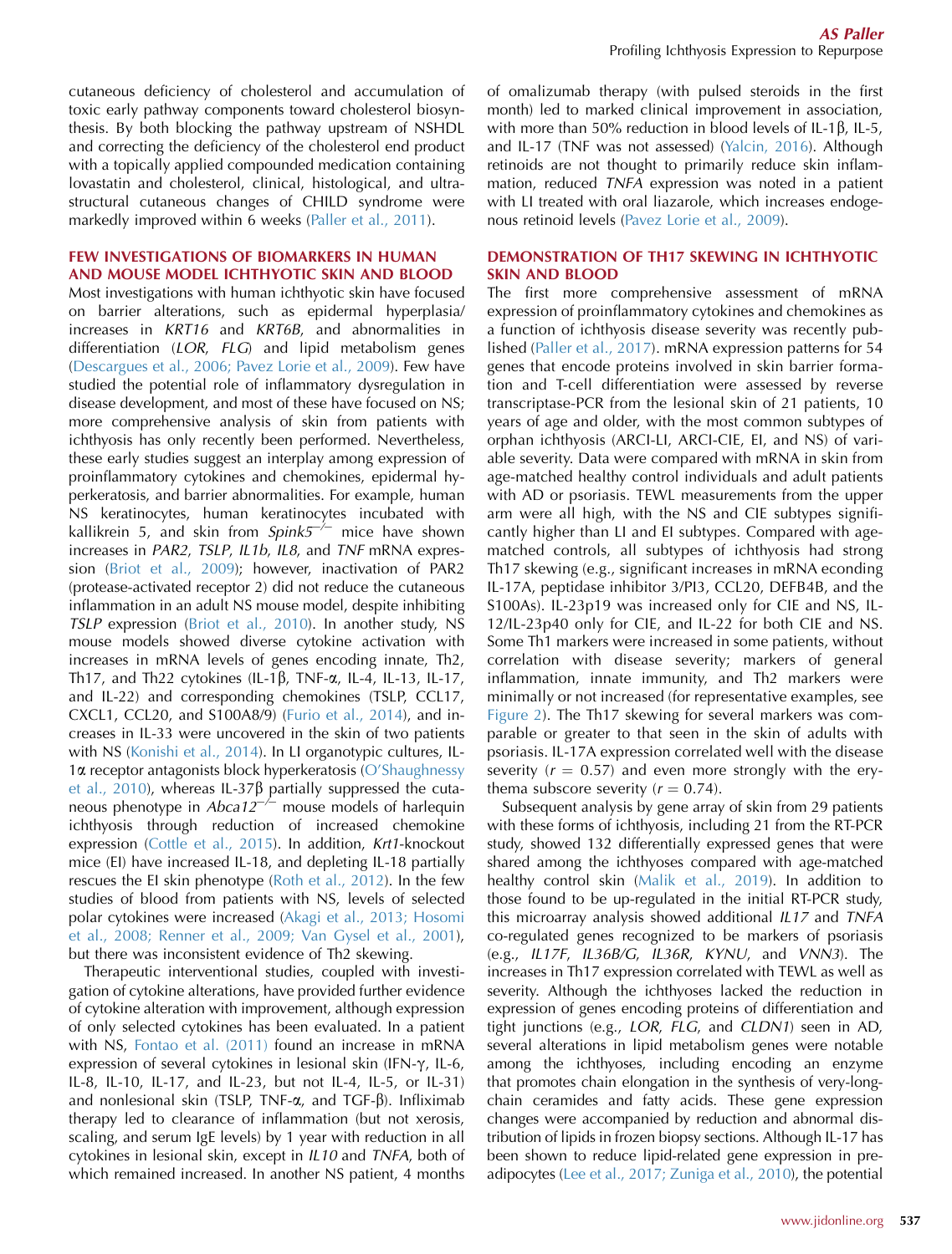cutaneous deficiency of cholesterol and accumulation of toxic early pathway components toward cholesterol biosynthesis. By both blocking the pathway upstream of NSHDL and correcting the deficiency of the cholesterol end product with a topically applied compounded medication containing lovastatin and cholesterol, clinical, histological, and ultrastructural cutaneous changes of CHILD syndrome were markedly improved within 6 weeks (Paller et al., 2011).

## FEW INVESTIGATIONS OF BIOMARKERS IN HUMAN AND MOUSE MODEL ICHTHYOTIC SKIN AND BLOOD

Most investigations with human ichthyotic skin have focused on barrier alterations, such as epidermal hyperplasia/increases in *KRT16* and *KRT6B*, and abnormalities in differentiation (*LOR*, *FLG*) and lipid metabolism genes (Descargues et al., 2006; Pavez Lorie et al., 2009). Few have studied the potential role of inflammatory dysregulation in disease development, and most of these have focused on NS; more comprehensive analysis of skin from patients with ichthyosis has only recently been performed. Nevertheless, these early studies suggest an interplay among expression of proinflammatory cytokines and chemokines, epidermal hyperkeratosis, and barrier abnormalities. For example, human NS keratinocytes, human keratinocytes incubated with kallikrein 5, and skin from *Spink5*$^{-/-}$ mice have shown increases in *PAR2*, *TSLP*, *IL1b*, *IL8*, and *TNF* mRNA expression (Briot et al., 2009); however, inactivation of PAR2 (protease-activated receptor 2) did not reduce the cutaneous inflammation in an adult NS mouse model, despite inhibiting *TSLP* expression (Briot et al., 2010). In another study, NS mouse models showed diverse cytokine activation with increases in mRNA levels of genes encoding innate, Th2, Th17, and Th22 cytokines (IL-1β, TNF-α, IL-4, IL-13, IL-17, and IL-22) and corresponding chemokines (TSLP, CCL17, CXCL1, CCL20, and S100A8/9) (Furio et al., 2014), and increases in IL-33 were uncovered in the skin of two patients with NS (Konishi et al., 2014). In LI organotypic cultures, IL-1α receptor antagonists block hyperkeratosis (O'Shaughnessy et al., 2010), whereas IL-37β partially suppressed the cutaneous phenotype in *Abca12*$^{-/-}$ mouse models of harlequin ichthyosis through reduction of increased chemokine expression (Cottle et al., 2015). In addition, *Krt1*-knockout mice (EI) have increased IL-18, and depleting IL-18 partially rescues the EI skin phenotype (Roth et al., 2012). In the few studies of blood from patients with NS, levels of selected polar cytokines were increased (Akagi et al., 2013; Hosomi et al., 2008; Renner et al., 2009; Van Gysel et al., 2001), but there was inconsistent evidence of Th2 skewing.

Therapeutic interventional studies, coupled with investigation of cytokine alterations, have provided further evidence of cytokine alteration with improvement, although expression of only selected cytokines has been evaluated. In a patient with NS, Fontao et al. (2011) found an increase in mRNA expression of several cytokines in lesional skin (IFN-γ, IL-6, IL-8, IL-10, IL-17, and IL-23, but not IL-4, IL-5, or IL-31) and nonlesional skin (TSLP, TNF-α, and TGF-β). Infliximab therapy led to clearance of inflammation (but not xerosis, scaling, and serum IgE levels) by 1 year with reduction in all cytokines in lesional skin, except in *IL10* and *TNFA*, both of which remained increased. In another NS patient, 4 months of omalizumab therapy (with pulsed steroids in the first month) led to marked clinical improvement in association, with more than 50% reduction in blood levels of IL-1β, IL-5, and IL-17 (TNF was not assessed) (Yalcin, 2016). Although retinoids are not thought to primarily reduce skin inflammation, reduced *TNFA* expression was noted in a patient with LI treated with oral liazarole, which increases endogenous retinoid levels (Pavez Lorie et al., 2009).

## DEMONSTRATION OF TH17 SKEWING IN ICHTHYOTIC SKIN AND BLOOD

The first more comprehensive assessment of mRNA expression of proinflammatory cytokines and chemokines as a function of ichthyosis disease severity was recently published (Paller et al., 2017). mRNA expression patterns for 54 genes that encode proteins involved in skin barrier formation and T-cell differentiation were assessed by reverse transcriptase-PCR from the lesional skin of 21 patients, 10 years of age and older, with the most common subtypes of orphan ichthyosis (ARCI-LI, ARCI-CIE, EI, and NS) of variable severity. Data were compared with mRNA in skin from age-matched healthy control individuals and adult patients with AD or psoriasis. TEWL measurements from the upper arm were all high, with the NS and CIE subtypes significantly higher than LI and EI subtypes. Compared with age-matched controls, all subtypes of ichthyosis had strong Th17 skewing (e.g., significant increases in mRNA econding IL-17A, peptidase inhibitor 3/PI3, CCL20, DEFB4B, and the S100As). IL-23p19 was increased only for CIE and NS, IL-12/IL-23p40 only for CIE, and IL-22 for both CIE and NS. Some Th1 markers were increased in some patients, without correlation with disease severity; markers of general inflammation, innate immunity, and Th2 markers were minimally or not increased (for representative examples, see Figure 2). The Th17 skewing for several markers was comparable or greater to that seen in the skin of adults with psoriasis. IL-17A expression correlated well with the disease severity ($r = 0.57$) and even more strongly with the erythema subscore severity ($r = 0.74$).

Subsequent analysis by gene array of skin from 29 patients with these forms of ichthyosis, including 21 from the RT-PCR study, showed 132 differentially expressed genes that were shared among the ichthyoses compared with age-matched healthy control skin (Malik et al., 2019). In addition to those found to be up-regulated in the initial RT-PCR study, this microarray analysis showed additional *IL17* and *TNFA* co-regulated genes recognized to be markers of psoriasis (e.g., *IL17F*, *IL36B/G*, *IL36R*, *KYNU*, and *VNN3*). The increases in Th17 expression correlated with TEWL as well as severity. Although the ichthyoses lacked the reduction in expression of genes encoding proteins of differentiation and tight junctions (e.g., *LOR*, *FLG*, and *CLDN1*) seen in AD, several alterations in lipid metabolism genes were notable among the ichthyoses, including encoding an enzyme that promotes chain elongation in the synthesis of very-long-chain ceramides and fatty acids. These gene expression changes were accompanied by reduction and abnormal distribution of lipids in frozen biopsy sections. Although IL-17 has been shown to reduce lipid-related gene expression in preadipocytes (Lee et al., 2017; Zuniga et al., 2010), the potential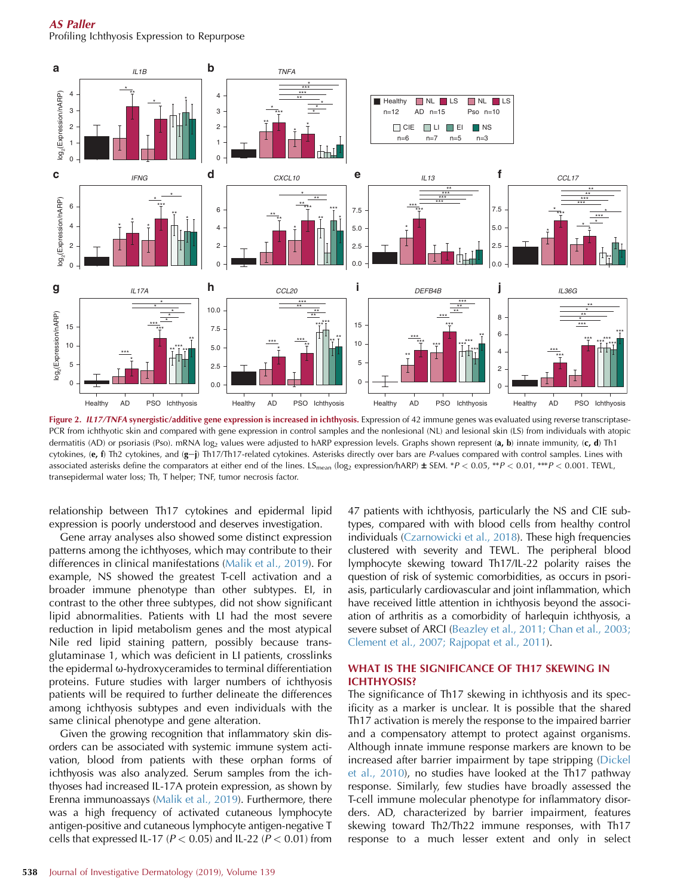**Figure 2. *IL17/TNFA* synergistic/additive gene expression is increased in ichthyosis.** Expression of 42 immune genes was evaluated using reverse transcriptase-PCR from ichthyotic skin and compared with gene expression in control samples and the nonlesional (NL) and lesional skin (LS) from individuals with atopic dermatitis (AD) or psoriasis (Pso). mRNA $log_2$ values were adjusted to hARP expression levels. Graphs shown represent (**a, b**) innate immunity, (**c, d**) Th1 cytokines, (**e, f**) Th2 cytokines, and (**g–j**) Th17/Th17-related cytokines. Asterisks directly over bars are *P*-values compared with control samples. Lines with associated asterisks define the comparators at either end of the lines. $LS_{mean}$ ($log_2$ expression/hARP) ± SEM. \*$P < 0.05$, \*\*$P < 0.01$, \*\*\*$P < 0.001$. TEWL, transepidermal water loss; Th, T helper; TNF, tumor necrosis factor.

relationship between Th17 cytokines and epidermal lipid expression is poorly understood and deserves investigation.

Gene array analyses also showed some distinct expression patterns among the ichthyoses, which may contribute to their differences in clinical manifestations (Malik et al., 2019). For example, NS showed the greatest T-cell activation and a broader immune phenotype than other subtypes. EI, in contrast to the other three subtypes, did not show significant lipid abnormalities. Patients with LI had the most severe reduction in lipid metabolism genes and the most atypical Nile red lipid staining pattern, possibly because transglutaminase 1, which was deficient in LI patients, crosslinks the epidermal ω-hydroxyceramides to terminal differentiation proteins. Future studies with larger numbers of ichthyosis patients will be required to further delineate the differences among ichthyosis subtypes and even individuals with the same clinical phenotype and gene alteration.

Given the growing recognition that inflammatory skin disorders can be associated with systemic immune system activation, blood from patients with these orphan forms of ichthyosis was also analyzed. Serum samples from the ichthyoses had increased IL-17A protein expression, as shown by Erenna immunoassays (Malik et al., 2019). Furthermore, there was a high frequency of activated cutaneous lymphocyte antigen-positive and cutaneous lymphocyte antigen-negative T cells that expressed IL-17 ($P < 0.05$) and IL-22 ($P < 0.01$) from 47 patients with ichthyosis, particularly the NS and CIE subtypes, compared with blood cells from healthy control individuals (Czarnowicki et al., 2018). These high frequencies clustered with severity and TEWL. The peripheral blood lymphocyte skewing toward Th17/IL-22 polarity raises the question of risk of systemic comorbidities, as occurs in psoriasis, particularly cardiovascular and joint inflammation, which have received little attention in ichthyosis beyond the association of arthritis as a comorbidity of harlequin ichthyosis, a severe subset of ARCI (Beazley et al., 2011; Chan et al., 2003; Clement et al., 2007; Rajpopat et al., 2011).

## WHAT IS THE SIGNIFICANCE OF TH17 SKEWING IN ICHTHYOSIS?

The significance of Th17 skewing in ichthyosis and its specificity as a marker is unclear. It is possible that the shared Th17 activation is merely the response to the impaired barrier and a compensatory attempt to protect against organisms. Although innate immune response markers are known to be increased after barrier impairment by tape stripping (Dickel et al., 2010), no studies have looked at the Th17 pathway response. Similarly, few studies have broadly assessed the T-cell immune molecular phenotype for inflammatory disorders. AD, characterized by barrier impairment, features skewing toward Th2/Th22 immune responses, with Th17 response to a much lesser extent and only in select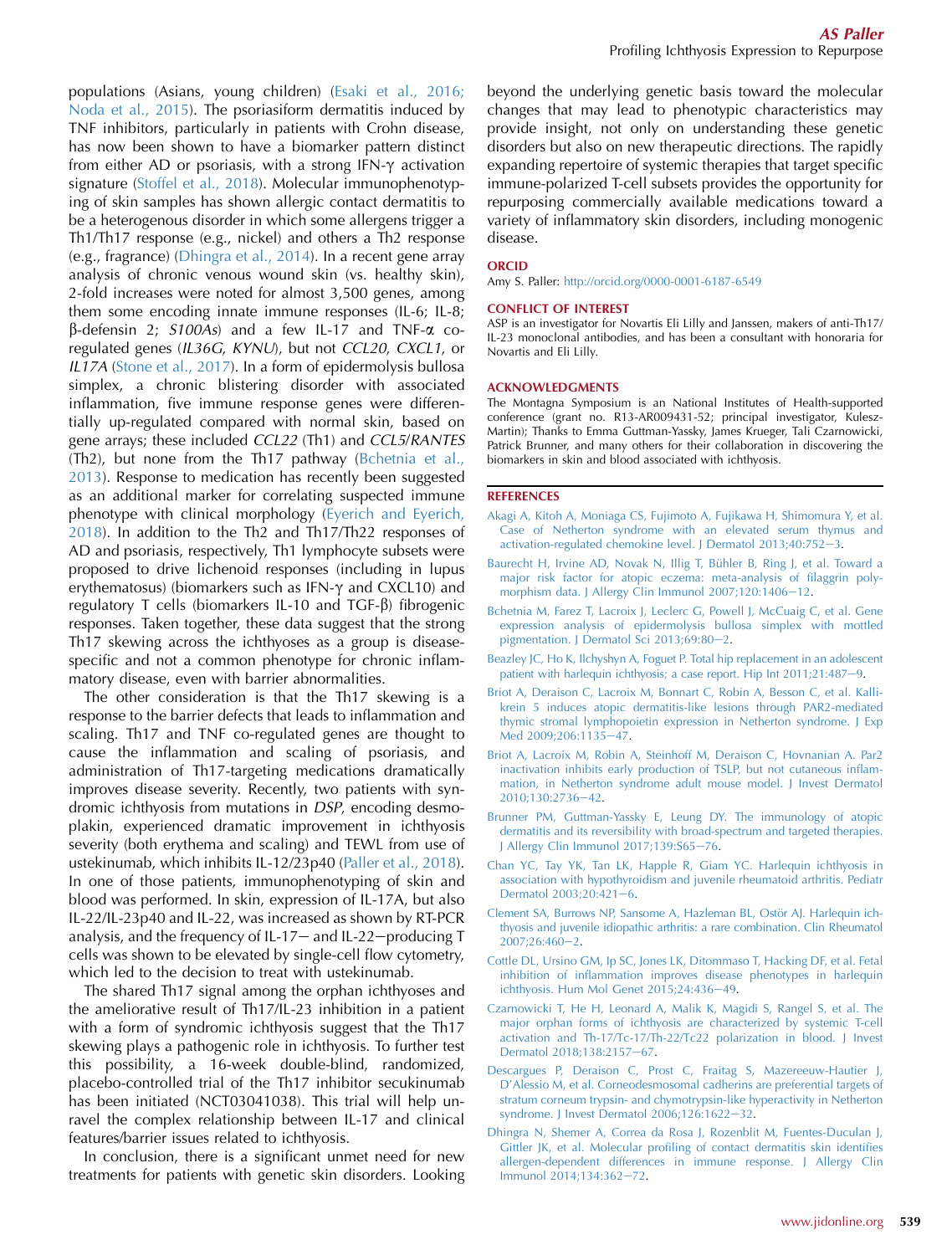populations (Asians, young children) (Esaki et al., 2016; Noda et al., 2015). The psoriasiform dermatitis induced by TNF inhibitors, particularly in patients with Crohn disease, has now been shown to have a biomarker pattern distinct from either AD or psoriasis, with a strong IFN-γ activation signature (Stoffel et al., 2018). Molecular immunophenotyping of skin samples has shown allergic contact dermatitis to be a heterogenous disorder in which some allergens trigger a Th1/Th17 response (e.g., nickel) and others a Th2 response (e.g., fragrance) (Dhingra et al., 2014). In a recent gene array analysis of chronic venous wound skin (vs. healthy skin), 2-fold increases were noted for almost 3,500 genes, among them some encoding innate immune responses (IL-6; IL-8; β-defensin 2; *S100As*) and a few IL-17 and TNF-α co-regulated genes (*IL36G*, *KYNU*), but not *CCL20*, *CXCL1*, or *IL17A* (Stone et al., 2017). In a form of epidermolysis bullosa simplex, a chronic blistering disorder with associated inflammation, five immune response genes were differentially up-regulated compared with normal skin, based on gene arrays; these included *CCL22* (Th1) and *CCL5/RANTES* (Th2), but none from the Th17 pathway (Bchetnia et al., 2013). Response to medication has recently been suggested as an additional marker for correlating suspected immune phenotype with clinical morphology (Eyerich and Eyerich, 2018). In addition to the Th2 and Th17/Th22 responses of AD and psoriasis, respectively, Th1 lymphocyte subsets were proposed to drive lichenoid responses (including in lupus erythematosus) (biomarkers such as IFN-γ and CXCL10) and regulatory T cells (biomarkers IL-10 and TGF-β) fibrogenic responses. Taken together, these data suggest that the strong Th17 skewing across the ichthyoses as a group is disease-specific and not a common phenotype for chronic inflammatory disease, even with barrier abnormalities.

The other consideration is that the Th17 skewing is a response to the barrier defects that leads to inflammation and scaling. Th17 and TNF co-regulated genes are thought to cause the inflammation and scaling of psoriasis, and administration of Th17-targeting medications dramatically improves disease severity. Recently, two patients with syndromic ichthyosis from mutations in *DSP*, encoding desmoplakin, experienced dramatic improvement in ichthyosis severity (both erythema and scaling) and TEWL from use of ustekinumab, which inhibits IL-12/23p40 (Paller et al., 2018). In one of those patients, immunophenotyping of skin and blood was performed. In skin, expression of IL-17A, but also IL-22/IL-23p40 and IL-22, was increased as shown by RT-PCR analysis, and the frequency of IL-17− and IL-22−producing T cells was shown to be elevated by single-cell flow cytometry, which led to the decision to treat with ustekinumab.

The shared Th17 signal among the orphan ichthyoses and the ameliorative result of Th17/IL-23 inhibition in a patient with a form of syndromic ichthyosis suggest that the Th17 skewing plays a pathogenic role in ichthyosis. To further test this possibility, a 16-week double-blind, randomized, placebo-controlled trial of the Th17 inhibitor secukinumab has been initiated (NCT03041038). This trial will help unravel the complex relationship between IL-17 and clinical features/barrier issues related to ichthyosis.

In conclusion, there is a significant unmet need for new treatments for patients with genetic skin disorders. Looking beyond the underlying genetic basis toward the molecular changes that may lead to phenotypic characteristics may provide insight, not only on understanding these genetic disorders but also on new therapeutic directions. The rapidly expanding repertoire of systemic therapies that target specific immune-polarized T-cell subsets provides the opportunity for repurposing commercially available medications toward a variety of inflammatory skin disorders, including monogenic disease.

## ORCID

Amy S. Paller: http://orcid.org/0000-0001-6187-6549

## CONFLICT OF INTEREST

ASP is an investigator for Novartis Eli Lilly and Janssen, makers of anti-Th17/IL-23 monoclonal antibodies, and has been a consultant with honoraria for Novartis and Eli Lilly.

## ACKNOWLEDGMENTS

The Montagna Symposium is an National Institutes of Health-supported conference (grant no. R13-AR009431-52; principal investigator, Kulesz-Martin); Thanks to Emma Guttman-Yassky, James Krueger, Tali Czarnowicki, Patrick Brunner, and many others for their collaboration in discovering the biomarkers in skin and blood associated with ichthyosis.

## REFERENCES

Akagi A, Kitoh A, Moniaga CS, Fujimoto A, Fujikawa H, Shimomura Y, et al. Case of Netherton syndrome with an elevated serum thymus and activation-regulated chemokine level. J Dermatol 2013;40:752−3.

Baurecht H, Irvine AD, Novak N, Illig T, Bühler B, Ring J, et al. Toward a major risk factor for atopic eczema: meta-analysis of filaggrin polymorphism data. J Allergy Clin Immunol 2007;120:1406−12.

Bchetnia M, Farez T, Lacroix J, Leclerc G, Powell J, McCuaig C, et al. Gene expression analysis of epidermolysis bullosa simplex with mottled pigmentation. J Dermatol Sci 2013;69:80−2.

Beazley JC, Ho K, Ilchyshyn A, Foguet P. Total hip replacement in an adolescent patient with harlequin ichthyosis; a case report. Hip Int 2011;21:487−9.

Briot A, Deraison C, Lacroix M, Bonnart C, Robin A, Besson C, et al. Kallikrein 5 induces atopic dermatitis-like lesions through PAR2-mediated thymic stromal lymphopoietin expression in Netherton syndrome. J Exp Med 2009;206:1135−47.

Briot A, Lacroix M, Robin A, Steinhoff M, Deraison C, Hovnanian A. Par2 inactivation inhibits early production of TSLP, but not cutaneous inflammation, in Netherton syndrome adult mouse model. J Invest Dermatol 2010;130:2736−42.

Brunner PM, Guttman-Yassky E, Leung DY. The immunology of atopic dermatitis and its reversibility with broad-spectrum and targeted therapies. J Allergy Clin Immunol 2017;139:S65−76.

Chan YC, Tay YK, Tan LK, Happle R, Giam YC. Harlequin ichthyosis in association with hypothyroidism and juvenile rheumatoid arthritis. Pediatr Dermatol 2003;20:421−6.

Clement SA, Burrows NP, Sansome A, Hazleman BL, Ostör AJ. Harlequin ichthyosis and juvenile idiopathic arthritis: a rare combination. Clin Rheumatol 2007;26:460−2.

Cottle DL, Ursino GM, Ip SC, Jones LK, Ditommasso T, Hacking DF, et al. Fetal inhibition of inflammation improves disease phenotypes in harlequin ichthyosis. Hum Mol Genet 2015;24:436−49.

Czarnowicki T, He H, Leonard A, Malik K, Magidi S, Rangel S, et al. The major orphan forms of ichthyosis are characterized by systemic T-cell activation and Th-17/Tc-17/Th-22/Tc22 polarization in blood. J Invest Dermatol 2018;138:2157−67.

Descargues P, Deraison C, Prost C, Fraitag S, Mazereeuw-Hautier J, D'Alessio M, et al. Corneodesmosomal cadherins are preferential targets of stratum corneum trypsin- and chymotrypsin-like hyperactivity in Netherton syndrome. J Invest Dermatol 2006;126:1622−32.

Dhingra N, Shemer A, Correa da Rosa J, Rozenblit M, Fuentes-Duculan J, Gittler JK, et al. Molecular profiling of contact dermatitis skin identifies allergen-dependent differences in immune response. J Allergy Clin Immunol 2014;134:362−72.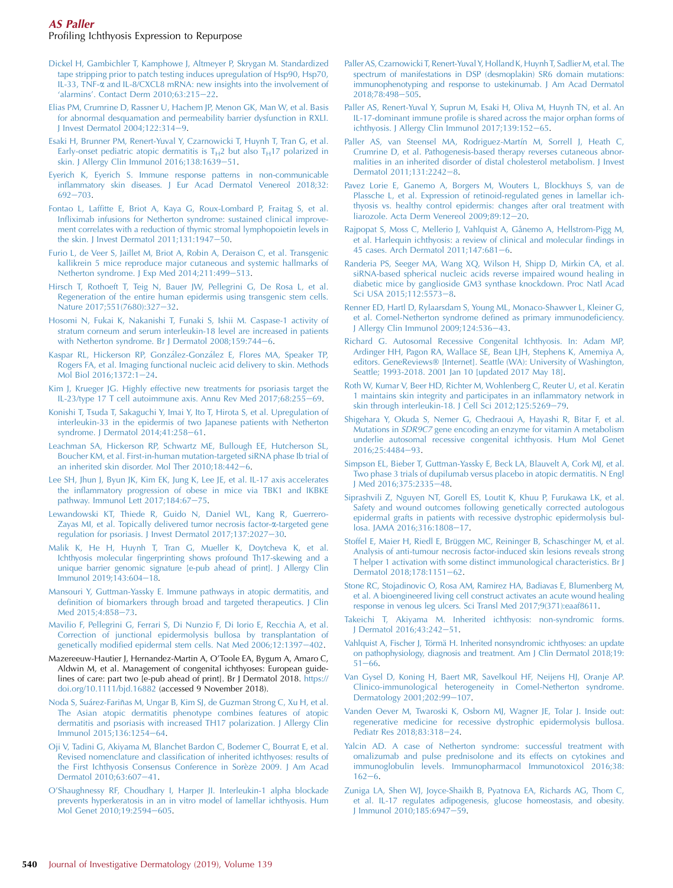Dickel H, Gambichler T, Kamphowe J, Altmeyer P, Skrygan M. Standardized tape stripping prior to patch testing induces upregulation of Hsp90, Hsp70, IL-33, TNF-α and IL-8/CXCL8 mRNA: new insights into the involvement of 'alarmins'. Contact Derm 2010;63:215–22.

Elias PM, Crumrine D, Rassner U, Hachem JP, Menon GK, Man W, et al. Basis for abnormal desquamation and permeability barrier dysfunction in RXLI. J Invest Dermatol 2004;122:314–9.

Esaki H, Brunner PM, Renert-Yuval Y, Czarnowicki T, Huynh T, Tran G, et al. Early-onset pediatric atopic dermatitis is $T_H2$ but also $T_H17$ polarized in skin. J Allergy Clin Immunol 2016;138:1639–51.

Eyerich K, Eyerich S. Immune response patterns in non-communicable inflammatory skin diseases. J Eur Acad Dermatol Venereol 2018;32:692–703.

Fontao L, Laffitte E, Briot A, Kaya G, Roux-Lombard P, Fraitag S, et al. Infliximab infusions for Netherton syndrome: sustained clinical improvement correlates with a reduction of thymic stromal lymphopoietin levels in the skin. J Invest Dermatol 2011;131:1947–50.

Furio L, de Veer S, Jaillet M, Briot A, Robin A, Deraison C, et al. Transgenic kallikrein 5 mice reproduce major cutaneous and systemic hallmarks of Netherton syndrome. J Exp Med 2014;211:499–513.

Hirsch T, Rothoeft T, Teig N, Bauer JW, Pellegrini G, De Rosa L, et al. Regeneration of the entire human epidermis using transgenic stem cells. Nature 2017;551(7680):327–32.

Hosomi N, Fukai K, Nakanishi T, Funaki S, Ishii M. Caspase-1 activity of stratum corneum and serum interleukin-18 level are increased in patients with Netherton syndrome. Br J Dermatol 2008;159:744–6.

Kaspar RL, Hickerson RP, González-González E, Flores MA, Speaker TP, Rogers FA, et al. Imaging functional nucleic acid delivery to skin. Methods Mol Biol 2016;1372:1–24.

Kim J, Krueger JG. Highly effective new treatments for psoriasis target the IL-23/type 17 T cell autoimmune axis. Annu Rev Med 2017;68:255–69.

Konishi T, Tsuda T, Sakaguchi Y, Imai Y, Ito T, Hirota S, et al. Upregulation of interleukin-33 in the epidermis of two Japanese patients with Netherton syndrome. J Dermatol 2014;41:258–61.

Leachman SA, Hickerson RP, Schwartz ME, Bullough EE, Hutcherson SL, Boucher KM, et al. First-in-human mutation-targeted siRNA phase Ib trial of an inherited skin disorder. Mol Ther 2010;18:442–6.

Lee SH, Jhun J, Byun JK, Kim EK, Jung K, Lee JE, et al. IL-17 axis accelerates the inflammatory progression of obese in mice via TBK1 and IKBKE pathway. Immunol Lett 2017;184:67–75.

Lewandowski KT, Thiede R, Guido N, Daniel WL, Kang R, Guerrero-Zayas MI, et al. Topically delivered tumor necrosis factor-α-targeted gene regulation for psoriasis. J Invest Dermatol 2017;137:2027–30.

Malik K, He H, Huynh T, Tran G, Mueller K, Doytcheva K, et al. Ichthyosis molecular fingerprinting shows profound Th17-skewing and a unique barrier genomic signature [e-pub ahead of print]. J Allergy Clin Immunol 2019;143:604–18.

Mansouri Y, Guttman-Yassky E. Immune pathways in atopic dermatitis, and definition of biomarkers through broad and targeted therapeutics. J Clin Med 2015;4:858–73.

Mavilio F, Pellegrini G, Ferrari S, Di Nunzio F, Di Iorio E, Recchia A, et al. Correction of junctional epidermolysis bullosa by transplantation of genetically modified epidermal stem cells. Nat Med 2006;12:1397–402.

Mazereeuw-Hautier J, Hernandez-Martin A, O'Toole EA, Bygum A, Amaro C, Aldwin M, et al. Management of congenital ichthyoses: European guidelines of care: part two [e-pub ahead of print]. Br J Dermatol 2018. https://doi.org/10.1111/bjd.16882 (accessed 9 November 2018).

Noda S, Suárez-Fariñas M, Ungar B, Kim SJ, de Guzman Strong C, Xu H, et al. The Asian atopic dermatitis phenotype combines features of atopic dermatitis and psoriasis with increased TH17 polarization. J Allergy Clin Immunol 2015;136:1254–64.

Oji V, Tadini G, Akiyama M, Blanchet Bardon C, Bodemer C, Bourrat E, et al. Revised nomenclature and classification of inherited ichthyoses: results of the First Ichthyosis Consensus Conference in Sorèze 2009. J Am Acad Dermatol 2010;63:607–41.

O'Shaughnessy RF, Choudhary I, Harper JI. Interleukin-1 alpha blockade prevents hyperkeratosis in an in vitro model of lamellar ichthyosis. Hum Mol Genet 2010;19:2594–605.

Paller AS, Czarnowicki T, Renert-Yuval Y, Holland K, Huynh T, Sadlier M, et al. The spectrum of manifestations in DSP (desmoplakin) SR6 domain mutations: immunophenotyping and response to ustekinumab. J Am Acad Dermatol 2018;78:498–505.

Paller AS, Renert-Yuval Y, Suprun M, Esaki H, Oliva M, Huynh TN, et al. An IL-17-dominant immune profile is shared across the major orphan forms of ichthyosis. J Allergy Clin Immunol 2017;139:152–65.

Paller AS, van Steensel MA, Rodriguez-Martín M, Sorrell J, Heath C, Crumrine D, et al. Pathogenesis-based therapy reverses cutaneous abnormalities in an inherited disorder of distal cholesterol metabolism. J Invest Dermatol 2011;131:2242–8.

Pavez Lorie E, Ganemo A, Borgers M, Wouters L, Blockhuys S, van de Plassche L, et al. Expression of retinoid-regulated genes in lamellar ichthyosis vs. healthy control epidermis: changes after oral treatment with liarozole. Acta Derm Venereol 2009;89:12–20.

Rajpopat S, Moss C, Mellerio J, Vahlquist A, Gånemo A, Hellstrom-Pigg M, et al. Harlequin ichthyosis: a review of clinical and molecular findings in 45 cases. Arch Dermatol 2011;147:681–6.

Randeria PS, Seeger MA, Wang XQ, Wilson H, Shipp D, Mirkin CA, et al. siRNA-based spherical nucleic acids reverse impaired wound healing in diabetic mice by ganglioside GM3 synthase knockdown. Proc Natl Acad Sci USA 2015;112:5573–8.

Renner ED, Hartl D, Rylaarsdam S, Young ML, Monaco-Shawver L, Kleiner G, et al. Comel-Netherton syndrome defined as primary immunodeficiency. J Allergy Clin Immunol 2009;124:536–43.

Richard G. Autosomal Recessive Congenital Ichthyosis. In: Adam MP, Ardinger HH, Pagon RA, Wallace SE, Bean LJH, Stephens K, Amemiya A, editors. GeneReviews® [Internet]. Seattle (WA): University of Washington, Seattle; 1993-2018. 2001 Jan 10 [updated 2017 May 18].

Roth W, Kumar V, Beer HD, Richter M, Wohlenberg C, Reuter U, et al. Keratin 1 maintains skin integrity and participates in an inflammatory network in skin through interleukin-18. J Cell Sci 2012;125:5269–79.

Shigehara Y, Okuda S, Nemer G, Chedraoui A, Hayashi R, Bitar F, et al. Mutations in *SDR9C7* gene encoding an enzyme for vitamin A metabolism underlie autosomal recessive congenital ichthyosis. Hum Mol Genet 2016;25:4484–93.

Simpson EL, Bieber T, Guttman-Yassky E, Beck LA, Blauvelt A, Cork MJ, et al. Two phase 3 trials of dupilumab versus placebo in atopic dermatitis. N Engl J Med 2016;375:2335–48.

Siprashvili Z, Nguyen NT, Gorell ES, Loutit K, Khuu P, Furukawa LK, et al. Safety and wound outcomes following genetically corrected autologous epidermal grafts in patients with recessive dystrophic epidermolysis bullosa. JAMA 2016;316:1808–17.

Stoffel E, Maier H, Riedl E, Brüggen MC, Reininger B, Schaschinger M, et al. Analysis of anti-tumour necrosis factor-induced skin lesions reveals strong T helper 1 activation with some distinct immunological characteristics. Br J Dermatol 2018;178:1151–62.

Stone RC, Stojadinovic O, Rosa AM, Ramirez HA, Badiavas E, Blumenberg M, et al. A bioengineered living cell construct activates an acute wound healing response in venous leg ulcers. Sci Transl Med 2017;9(371):eaaf8611.

Takeichi T, Akiyama M. Inherited ichthyosis: non-syndromic forms. J Dermatol 2016;43:242–51.

Vahlquist A, Fischer J, Törmä H. Inherited nonsyndromic ichthyoses: an update on pathophysiology, diagnosis and treatment. Am J Clin Dermatol 2018;19:51–66.

Van Gysel D, Koning H, Baert MR, Savelkoul HF, Neijens HJ, Oranje AP. Clinico-immunological heterogeneity in Comel-Netherton syndrome. Dermatology 2001;202:99–107.

Vanden Oever M, Twaroski K, Osborn MJ, Wagner JE, Tolar J. Inside out: regenerative medicine for recessive dystrophic epidermolysis bullosa. Pediatr Res 2018;83:318–24.

Yalcin AD. A case of Netherton syndrome: successful treatment with omalizumab and pulse prednisolone and its effects on cytokines and immunoglobulin levels. Immunopharmacol Immunotoxicol 2016;38:162–6.

Zuniga LA, Shen WJ, Joyce-Shaikh B, Pyatnova EA, Richards AG, Thom C, et al. IL-17 regulates adipogenesis, glucose homeostasis, and obesity. J Immunol 2010;185:6947–59.